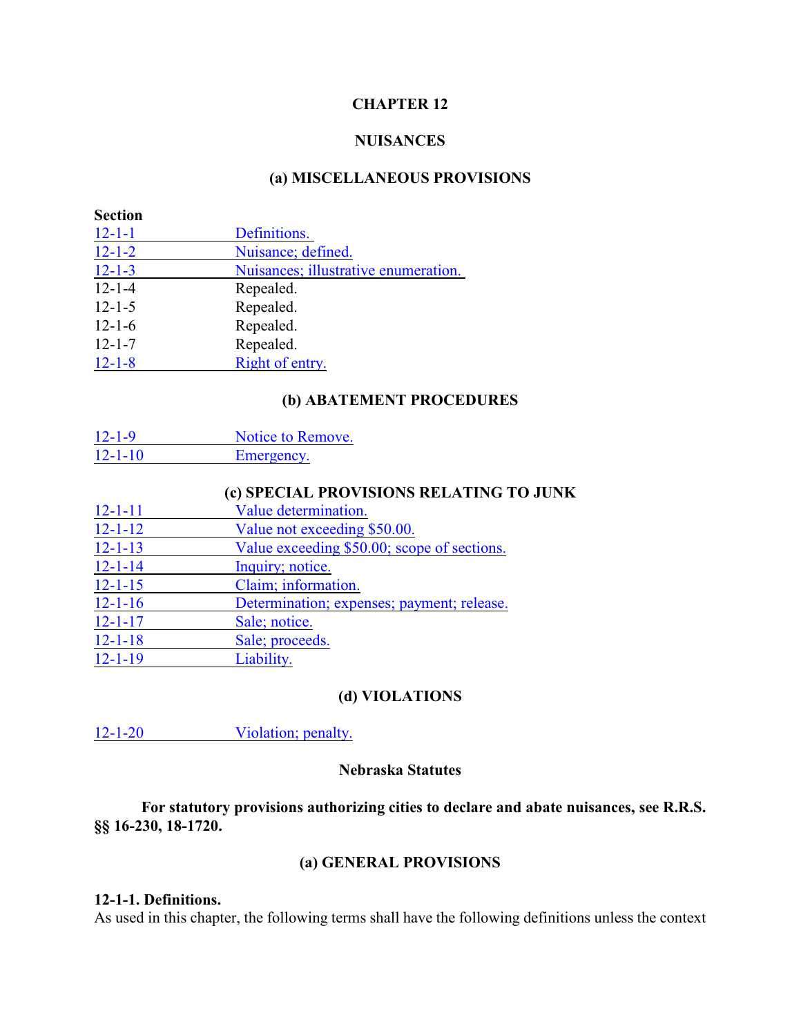# CHAPTER 12

## NUISANCES

### (a) MISCELLANEOUS PROVISIONS

| Section | |
|---|---|
| 12-1-1 | Definitions. |
| 12-1-2 | Nuisance; defined. |
| 12-1-3 | Nuisances; illustrative enumeration. |
| 12-1-4 | Repealed. |
| 12-1-5 | Repealed. |
| 12-1-6 | Repealed. |
| 12-1-7 | Repealed. |
| 12-1-8 | Right of entry. |

### (b) ABATEMENT PROCEDURES

| | |
|---|---|
| 12-1-9 | Notice to Remove. |
| 12-1-10 | Emergency. |

### (c) SPECIAL PROVISIONS RELATING TO JUNK

| | |
|---|---|
| 12-1-11 | Value determination. |
| 12-1-12 | Value not exceeding $50.00. |
| 12-1-13 | Value exceeding $50.00; scope of sections. |
| 12-1-14 | Inquiry; notice. |
| 12-1-15 | Claim; information. |
| 12-1-16 | Determination; expenses; payment; release. |
| 12-1-17 | Sale; notice. |
| 12-1-18 | Sale; proceeds. |
| 12-1-19 | Liability. |

### (d) VIOLATIONS

| | |
|---|---|
| 12-1-20 | Violation; penalty. |

**Nebraska Statutes**

**For statutory provisions authorizing cities to declare and abate nuisances, see R.R.S. §§ 16-230, 18-1720.**

### (a) GENERAL PROVISIONS

**12-1-1. Definitions.**
As used in this chapter, the following terms shall have the following definitions unless the context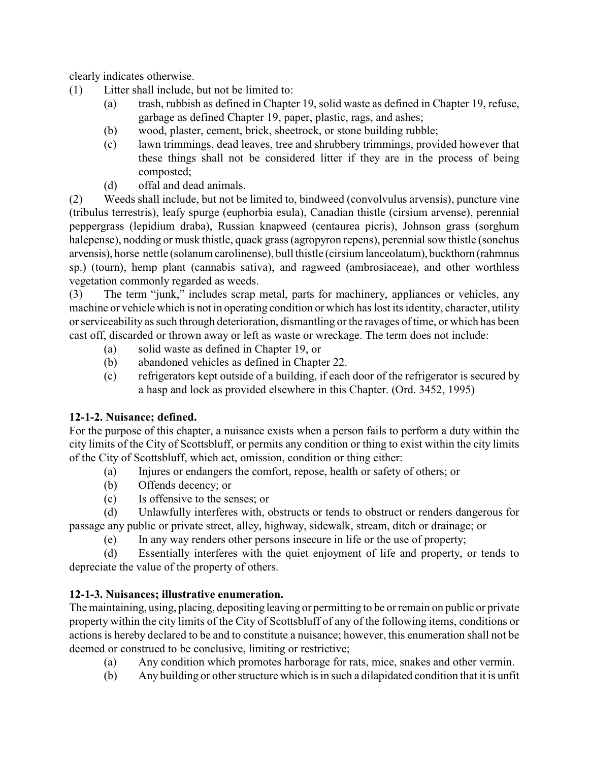clearly indicates otherwise.

(1) Litter shall include, but not be limited to:

- (a) trash, rubbish as defined in Chapter 19, solid waste as defined in Chapter 19, refuse, garbage as defined Chapter 19, paper, plastic, rags, and ashes;
- (b) wood, plaster, cement, brick, sheetrock, or stone building rubble;
- (c) lawn trimmings, dead leaves, tree and shrubbery trimmings, provided however that these things shall not be considered litter if they are in the process of being composted;
- (d) offal and dead animals.

(2) Weeds shall include, but not be limited to, bindweed (convolvulus arvensis), puncture vine (tribulus terrestris), leafy spurge (euphorbia esula), Canadian thistle (cirsium arvense), perennial peppergrass (lepidium draba), Russian knapweed (centaurea picris), Johnson grass (sorghum halepense), nodding or musk thistle, quack grass (agropyron repens), perennial sow thistle (sonchus arvensis), horse nettle (solanum carolinense), bull thistle (cirsium lanceolatum), buckthorn (rahmnus sp.) (tourn), hemp plant (cannabis sativa), and ragweed (ambrosiaceae), and other worthless vegetation commonly regarded as weeds.

(3) The term "junk," includes scrap metal, parts for machinery, appliances or vehicles, any machine or vehicle which is not in operating condition or which has lost its identity, character, utility or serviceability as such through deterioration, dismantling or the ravages of time, or which has been cast off, discarded or thrown away or left as waste or wreckage. The term does not include:

- (a) solid waste as defined in Chapter 19, or
- (b) abandoned vehicles as defined in Chapter 22.
- (c) refrigerators kept outside of a building, if each door of the refrigerator is secured by a hasp and lock as provided elsewhere in this Chapter. (Ord. 3452, 1995)

**12-1-2. Nuisance; defined.**

For the purpose of this chapter, a nuisance exists when a person fails to perform a duty within the city limits of the City of Scottsbluff, or permits any condition or thing to exist within the city limits of the City of Scottsbluff, which act, omission, condition or thing either:

(a) Injures or endangers the comfort, repose, health or safety of others; or

(b) Offends decency; or

(c) Is offensive to the senses; or

(d) Unlawfully interferes with, obstructs or tends to obstruct or renders dangerous for passage any public or private street, alley, highway, sidewalk, stream, ditch or drainage; or

(e) In any way renders other persons insecure in life or the use of property;

(d) Essentially interferes with the quiet enjoyment of life and property, or tends to depreciate the value of the property of others.

**12-1-3. Nuisances; illustrative enumeration.**

The maintaining, using, placing, depositing leaving or permitting to be or remain on public or private property within the city limits of the City of Scottsbluff of any of the following items, conditions or actions is hereby declared to be and to constitute a nuisance; however, this enumeration shall not be deemed or construed to be conclusive, limiting or restrictive;

(a) Any condition which promotes harborage for rats, mice, snakes and other vermin.

(b) Any building or other structure which is in such a dilapidated condition that it is unfit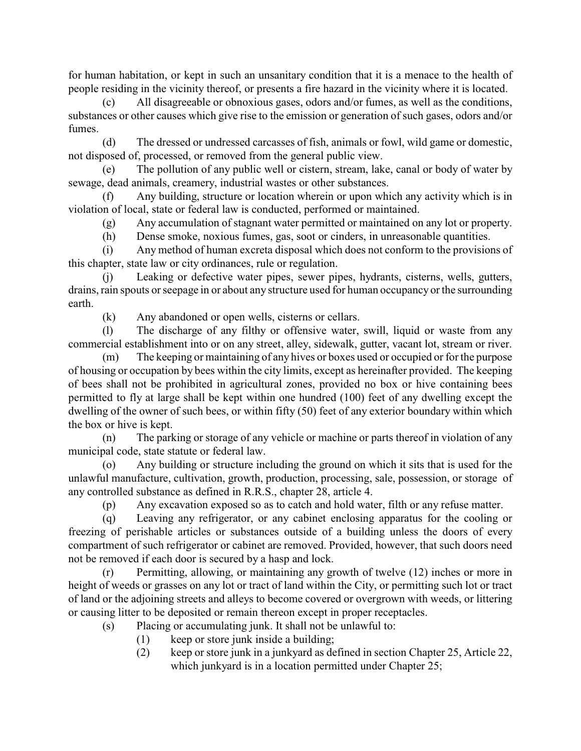for human habitation, or kept in such an unsanitary condition that it is a menace to the health of people residing in the vicinity thereof, or presents a fire hazard in the vicinity where it is located.

(c) All disagreeable or obnoxious gases, odors and/or fumes, as well as the conditions, substances or other causes which give rise to the emission or generation of such gases, odors and/or fumes.

(d) The dressed or undressed carcasses of fish, animals or fowl, wild game or domestic, not disposed of, processed, or removed from the general public view.

(e) The pollution of any public well or cistern, stream, lake, canal or body of water by sewage, dead animals, creamery, industrial wastes or other substances.

(f) Any building, structure or location wherein or upon which any activity which is in violation of local, state or federal law is conducted, performed or maintained.

(g) Any accumulation of stagnant water permitted or maintained on any lot or property.

(h) Dense smoke, noxious fumes, gas, soot or cinders, in unreasonable quantities.

(i) Any method of human excreta disposal which does not conform to the provisions of this chapter, state law or city ordinances, rule or regulation.

(j) Leaking or defective water pipes, sewer pipes, hydrants, cisterns, wells, gutters, drains, rain spouts or seepage in or about any structure used for human occupancy or the surrounding earth.

(k) Any abandoned or open wells, cisterns or cellars.

(l) The discharge of any filthy or offensive water, swill, liquid or waste from any commercial establishment into or on any street, alley, sidewalk, gutter, vacant lot, stream or river.

(m) The keeping or maintaining of any hives or boxes used or occupied or for the purpose of housing or occupation by bees within the city limits, except as hereinafter provided. The keeping of bees shall not be prohibited in agricultural zones, provided no box or hive containing bees permitted to fly at large shall be kept within one hundred (100) feet of any dwelling except the dwelling of the owner of such bees, or within fifty (50) feet of any exterior boundary within which the box or hive is kept.

(n) The parking or storage of any vehicle or machine or parts thereof in violation of any municipal code, state statute or federal law.

(o) Any building or structure including the ground on which it sits that is used for the unlawful manufacture, cultivation, growth, production, processing, sale, possession, or storage of any controlled substance as defined in R.R.S., chapter 28, article 4.

(p) Any excavation exposed so as to catch and hold water, filth or any refuse matter.

(q) Leaving any refrigerator, or any cabinet enclosing apparatus for the cooling or freezing of perishable articles or substances outside of a building unless the doors of every compartment of such refrigerator or cabinet are removed. Provided, however, that such doors need not be removed if each door is secured by a hasp and lock.

(r) Permitting, allowing, or maintaining any growth of twelve (12) inches or more in height of weeds or grasses on any lot or tract of land within the City, or permitting such lot or tract of land or the adjoining streets and alleys to become covered or overgrown with weeds, or littering or causing litter to be deposited or remain thereon except in proper receptacles.

(s) Placing or accumulating junk. It shall not be unlawful to:

(1) keep or store junk inside a building;

(2) keep or store junk in a junkyard as defined in section Chapter 25, Article 22, which junkyard is in a location permitted under Chapter 25;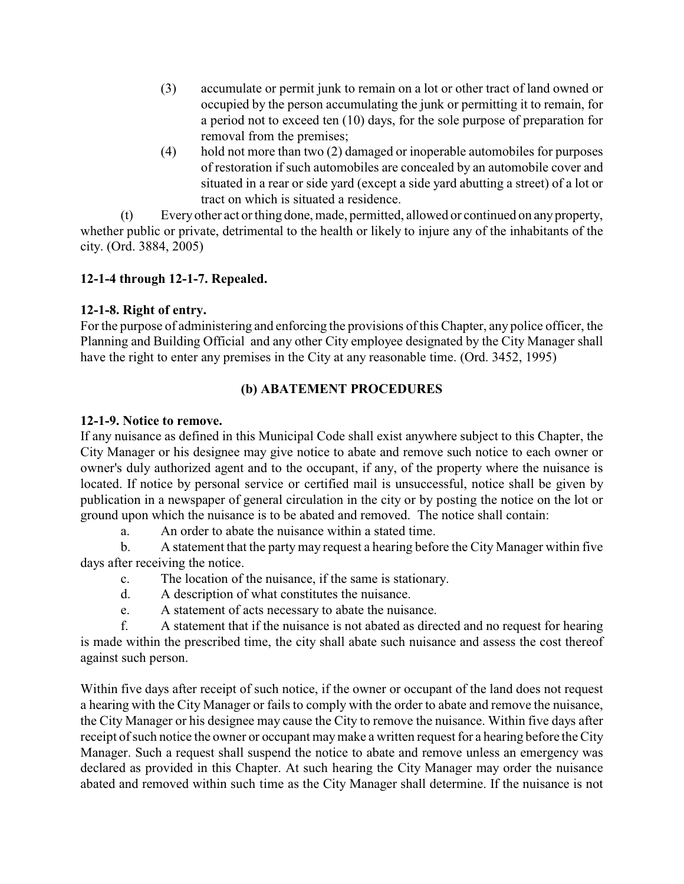(3) accumulate or permit junk to remain on a lot or other tract of land owned or occupied by the person accumulating the junk or permitting it to remain, for a period not to exceed ten (10) days, for the sole purpose of preparation for removal from the premises;

(4) hold not more than two (2) damaged or inoperable automobiles for purposes of restoration if such automobiles are concealed by an automobile cover and situated in a rear or side yard (except a side yard abutting a street) of a lot or tract on which is situated a residence.

(t) Every other act or thing done, made, permitted, allowed or continued on any property, whether public or private, detrimental to the health or likely to injure any of the inhabitants of the city. (Ord. 3884, 2005)

**12-1-4 through 12-1-7. Repealed.**

**12-1-8. Right of entry.**

For the purpose of administering and enforcing the provisions of this Chapter, any police officer, the Planning and Building Official and any other City employee designated by the City Manager shall have the right to enter any premises in the City at any reasonable time. (Ord. 3452, 1995)

## (b) ABATEMENT PROCEDURES

**12-1-9. Notice to remove.**

If any nuisance as defined in this Municipal Code shall exist anywhere subject to this Chapter, the City Manager or his designee may give notice to abate and remove such notice to each owner or owner's duly authorized agent and to the occupant, if any, of the property where the nuisance is located. If notice by personal service or certified mail is unsuccessful, notice shall be given by publication in a newspaper of general circulation in the city or by posting the notice on the lot or ground upon which the nuisance is to be abated and removed. The notice shall contain:

a. An order to abate the nuisance within a stated time.

b. A statement that the party may request a hearing before the City Manager within five days after receiving the notice.

c. The location of the nuisance, if the same is stationary.

d. A description of what constitutes the nuisance.

e. A statement of acts necessary to abate the nuisance.

f. A statement that if the nuisance is not abated as directed and no request for hearing is made within the prescribed time, the city shall abate such nuisance and assess the cost thereof against such person.

Within five days after receipt of such notice, if the owner or occupant of the land does not request a hearing with the City Manager or fails to comply with the order to abate and remove the nuisance, the City Manager or his designee may cause the City to remove the nuisance. Within five days after receipt of such notice the owner or occupant may make a written request for a hearing before the City Manager. Such a request shall suspend the notice to abate and remove unless an emergency was declared as provided in this Chapter. At such hearing the City Manager may order the nuisance abated and removed within such time as the City Manager shall determine. If the nuisance is not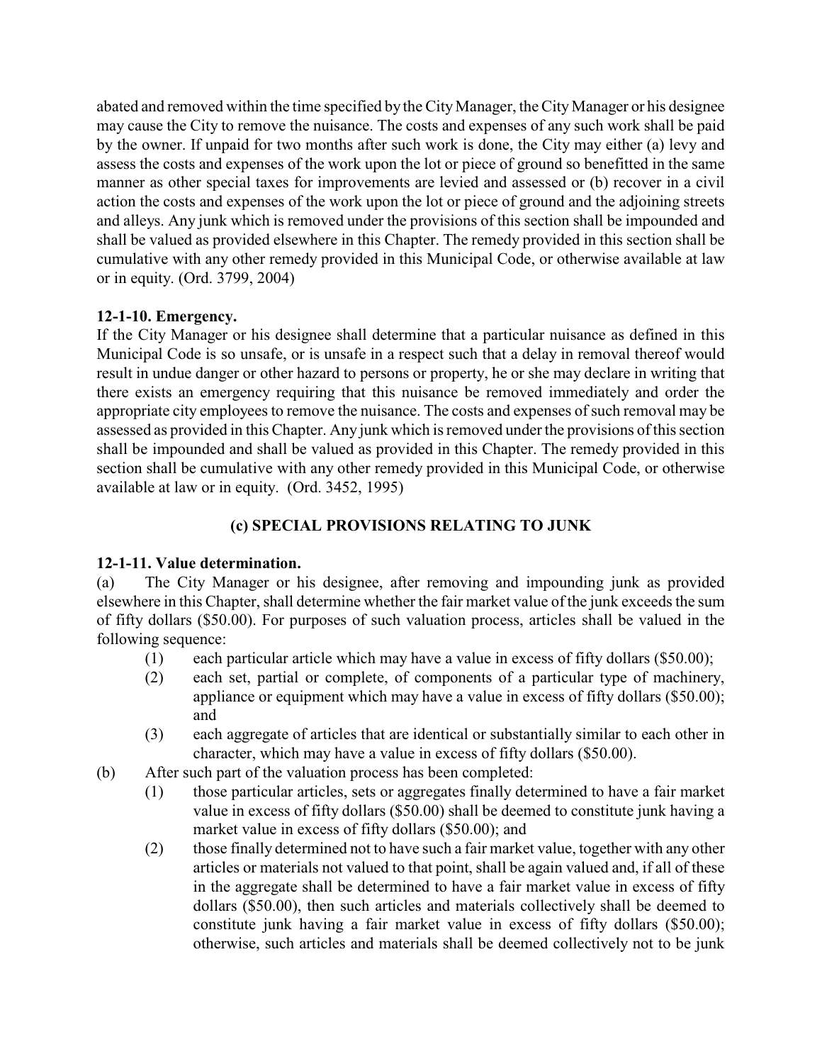abated and removed within the time specified by the City Manager, the City Manager or his designee may cause the City to remove the nuisance. The costs and expenses of any such work shall be paid by the owner. If unpaid for two months after such work is done, the City may either (a) levy and assess the costs and expenses of the work upon the lot or piece of ground so benefitted in the same manner as other special taxes for improvements are levied and assessed or (b) recover in a civil action the costs and expenses of the work upon the lot or piece of ground and the adjoining streets and alleys. Any junk which is removed under the provisions of this section shall be impounded and shall be valued as provided elsewhere in this Chapter. The remedy provided in this section shall be cumulative with any other remedy provided in this Municipal Code, or otherwise available at law or in equity. (Ord. 3799, 2004)

**12-1-10. Emergency.**

If the City Manager or his designee shall determine that a particular nuisance as defined in this Municipal Code is so unsafe, or is unsafe in a respect such that a delay in removal thereof would result in undue danger or other hazard to persons or property, he or she may declare in writing that there exists an emergency requiring that this nuisance be removed immediately and order the appropriate city employees to remove the nuisance. The costs and expenses of such removal may be assessed as provided in this Chapter. Any junk which is removed under the provisions of this section shall be impounded and shall be valued as provided in this Chapter. The remedy provided in this section shall be cumulative with any other remedy provided in this Municipal Code, or otherwise available at law or in equity. (Ord. 3452, 1995)

## (c) SPECIAL PROVISIONS RELATING TO JUNK

**12-1-11. Value determination.**

(a) The City Manager or his designee, after removing and impounding junk as provided elsewhere in this Chapter, shall determine whether the fair market value of the junk exceeds the sum of fifty dollars ($50.00). For purposes of such valuation process, articles shall be valued in the following sequence:

- (1) each particular article which may have a value in excess of fifty dollars ($50.00);
- (2) each set, partial or complete, of components of a particular type of machinery, appliance or equipment which may have a value in excess of fifty dollars ($50.00); and
- (3) each aggregate of articles that are identical or substantially similar to each other in character, which may have a value in excess of fifty dollars ($50.00).

(b) After such part of the valuation process has been completed:

- (1) those particular articles, sets or aggregates finally determined to have a fair market value in excess of fifty dollars ($50.00) shall be deemed to constitute junk having a market value in excess of fifty dollars ($50.00); and
- (2) those finally determined not to have such a fair market value, together with any other articles or materials not valued to that point, shall be again valued and, if all of these in the aggregate shall be determined to have a fair market value in excess of fifty dollars ($50.00), then such articles and materials collectively shall be deemed to constitute junk having a fair market value in excess of fifty dollars ($50.00); otherwise, such articles and materials shall be deemed collectively not to be junk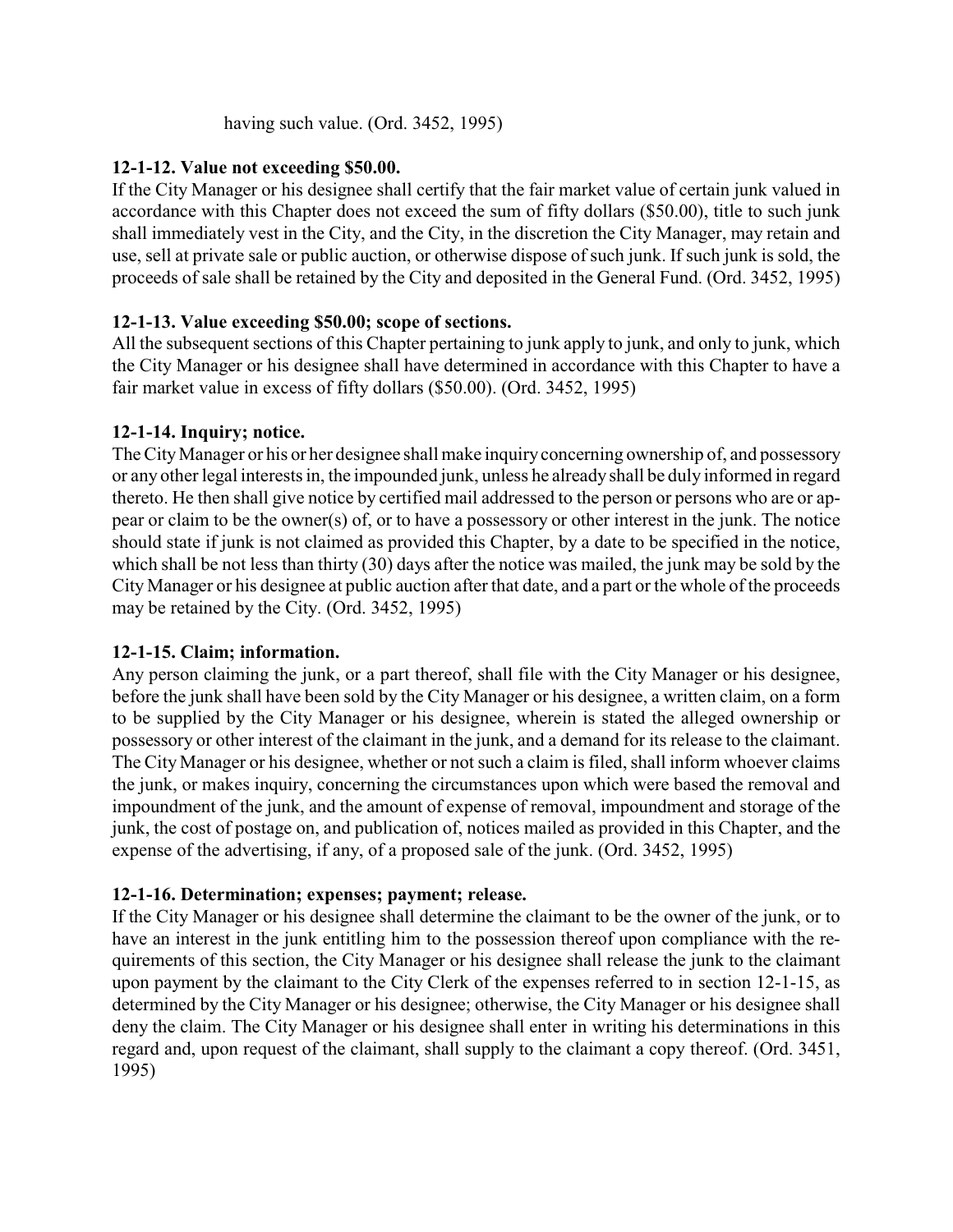having such value. (Ord. 3452, 1995)

**12-1-12. Value not exceeding $50.00.**

If the City Manager or his designee shall certify that the fair market value of certain junk valued in accordance with this Chapter does not exceed the sum of fifty dollars ($50.00), title to such junk shall immediately vest in the City, and the City, in the discretion the City Manager, may retain and use, sell at private sale or public auction, or otherwise dispose of such junk. If such junk is sold, the proceeds of sale shall be retained by the City and deposited in the General Fund. (Ord. 3452, 1995)

**12-1-13. Value exceeding $50.00; scope of sections.**

All the subsequent sections of this Chapter pertaining to junk apply to junk, and only to junk, which the City Manager or his designee shall have determined in accordance with this Chapter to have a fair market value in excess of fifty dollars ($50.00). (Ord. 3452, 1995)

**12-1-14. Inquiry; notice.**

The City Manager or his or her designee shall make inquiry concerning ownership of, and possessory or any other legal interests in, the impounded junk, unless he already shall be duly informed in regard thereto. He then shall give notice by certified mail addressed to the person or persons who are or appear or claim to be the owner(s) of, or to have a possessory or other interest in the junk. The notice should state if junk is not claimed as provided this Chapter, by a date to be specified in the notice, which shall be not less than thirty (30) days after the notice was mailed, the junk may be sold by the City Manager or his designee at public auction after that date, and a part or the whole of the proceeds may be retained by the City. (Ord. 3452, 1995)

**12-1-15. Claim; information.**

Any person claiming the junk, or a part thereof, shall file with the City Manager or his designee, before the junk shall have been sold by the City Manager or his designee, a written claim, on a form to be supplied by the City Manager or his designee, wherein is stated the alleged ownership or possessory or other interest of the claimant in the junk, and a demand for its release to the claimant. The City Manager or his designee, whether or not such a claim is filed, shall inform whoever claims the junk, or makes inquiry, concerning the circumstances upon which were based the removal and impoundment of the junk, and the amount of expense of removal, impoundment and storage of the junk, the cost of postage on, and publication of, notices mailed as provided in this Chapter, and the expense of the advertising, if any, of a proposed sale of the junk. (Ord. 3452, 1995)

**12-1-16. Determination; expenses; payment; release.**

If the City Manager or his designee shall determine the claimant to be the owner of the junk, or to have an interest in the junk entitling him to the possession thereof upon compliance with the requirements of this section, the City Manager or his designee shall release the junk to the claimant upon payment by the claimant to the City Clerk of the expenses referred to in section 12-1-15, as determined by the City Manager or his designee; otherwise, the City Manager or his designee shall deny the claim. The City Manager or his designee shall enter in writing his determinations in this regard and, upon request of the claimant, shall supply to the claimant a copy thereof. (Ord. 3451, 1995)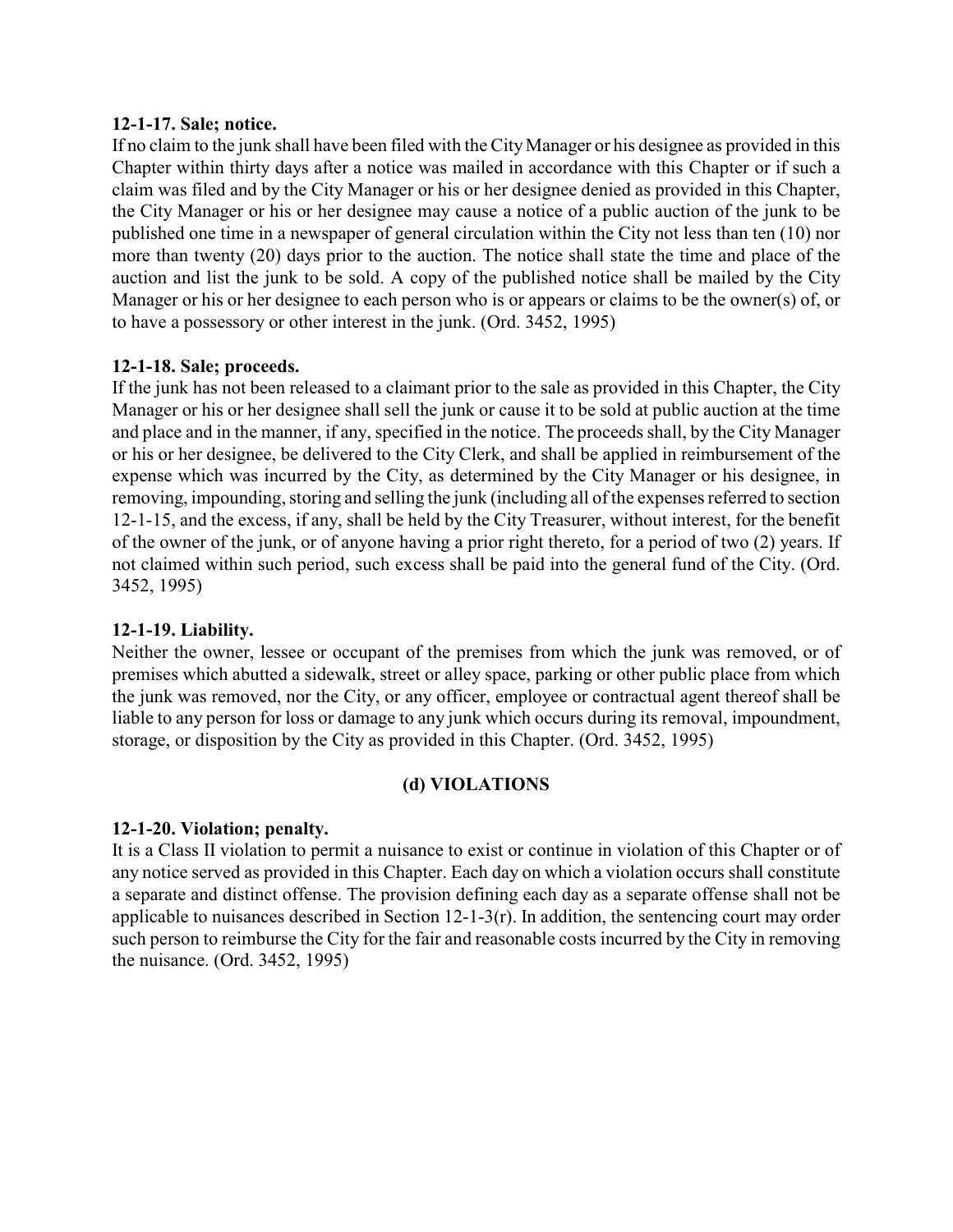**12-1-17. Sale; notice.**

If no claim to the junk shall have been filed with the City Manager or his designee as provided in this Chapter within thirty days after a notice was mailed in accordance with this Chapter or if such a claim was filed and by the City Manager or his or her designee denied as provided in this Chapter, the City Manager or his or her designee may cause a notice of a public auction of the junk to be published one time in a newspaper of general circulation within the City not less than ten (10) nor more than twenty (20) days prior to the auction. The notice shall state the time and place of the auction and list the junk to be sold. A copy of the published notice shall be mailed by the City Manager or his or her designee to each person who is or appears or claims to be the owner(s) of, or to have a possessory or other interest in the junk. (Ord. 3452, 1995)

**12-1-18. Sale; proceeds.**

If the junk has not been released to a claimant prior to the sale as provided in this Chapter, the City Manager or his or her designee shall sell the junk or cause it to be sold at public auction at the time and place and in the manner, if any, specified in the notice. The proceeds shall, by the City Manager or his or her designee, be delivered to the City Clerk, and shall be applied in reimbursement of the expense which was incurred by the City, as determined by the City Manager or his designee, in removing, impounding, storing and selling the junk (including all of the expenses referred to section 12-1-15, and the excess, if any, shall be held by the City Treasurer, without interest, for the benefit of the owner of the junk, or of anyone having a prior right thereto, for a period of two (2) years. If not claimed within such period, such excess shall be paid into the general fund of the City. (Ord. 3452, 1995)

**12-1-19. Liability.**

Neither the owner, lessee or occupant of the premises from which the junk was removed, or of premises which abutted a sidewalk, street or alley space, parking or other public place from which the junk was removed, nor the City, or any officer, employee or contractual agent thereof shall be liable to any person for loss or damage to any junk which occurs during its removal, impoundment, storage, or disposition by the City as provided in this Chapter. (Ord. 3452, 1995)

## (d) VIOLATIONS

**12-1-20. Violation; penalty.**

It is a Class II violation to permit a nuisance to exist or continue in violation of this Chapter or of any notice served as provided in this Chapter. Each day on which a violation occurs shall constitute a separate and distinct offense. The provision defining each day as a separate offense shall not be applicable to nuisances described in Section 12-1-3(r). In addition, the sentencing court may order such person to reimburse the City for the fair and reasonable costs incurred by the City in removing the nuisance. (Ord. 3452, 1995)